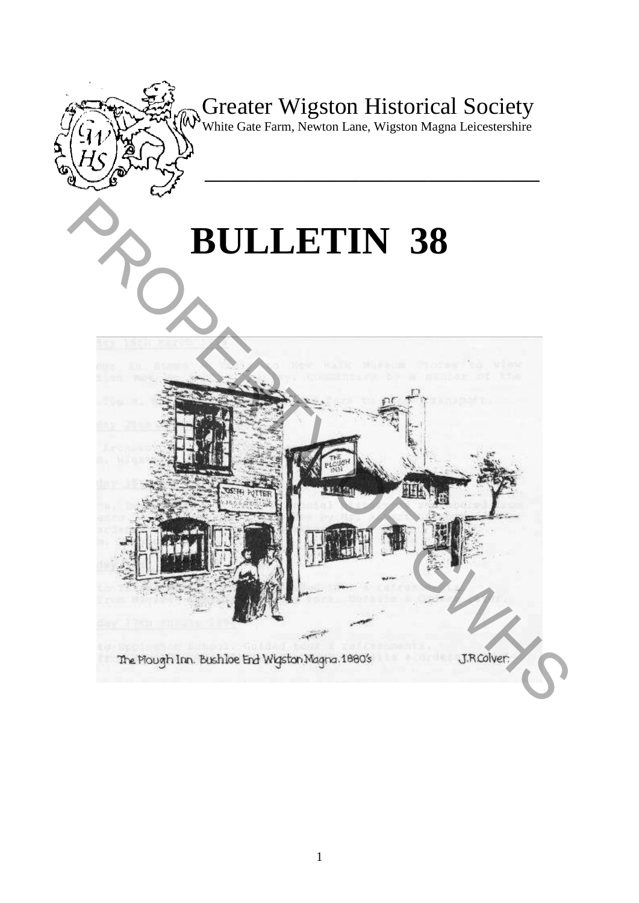# Greater Wigston Historical Society

White Gate Farm, Newton Lane, Wigston Magna Leicestershire

# BULLETIN 38

The Plough Inn. Bushloe End Wigston Magna. 1880's J.R.Colver.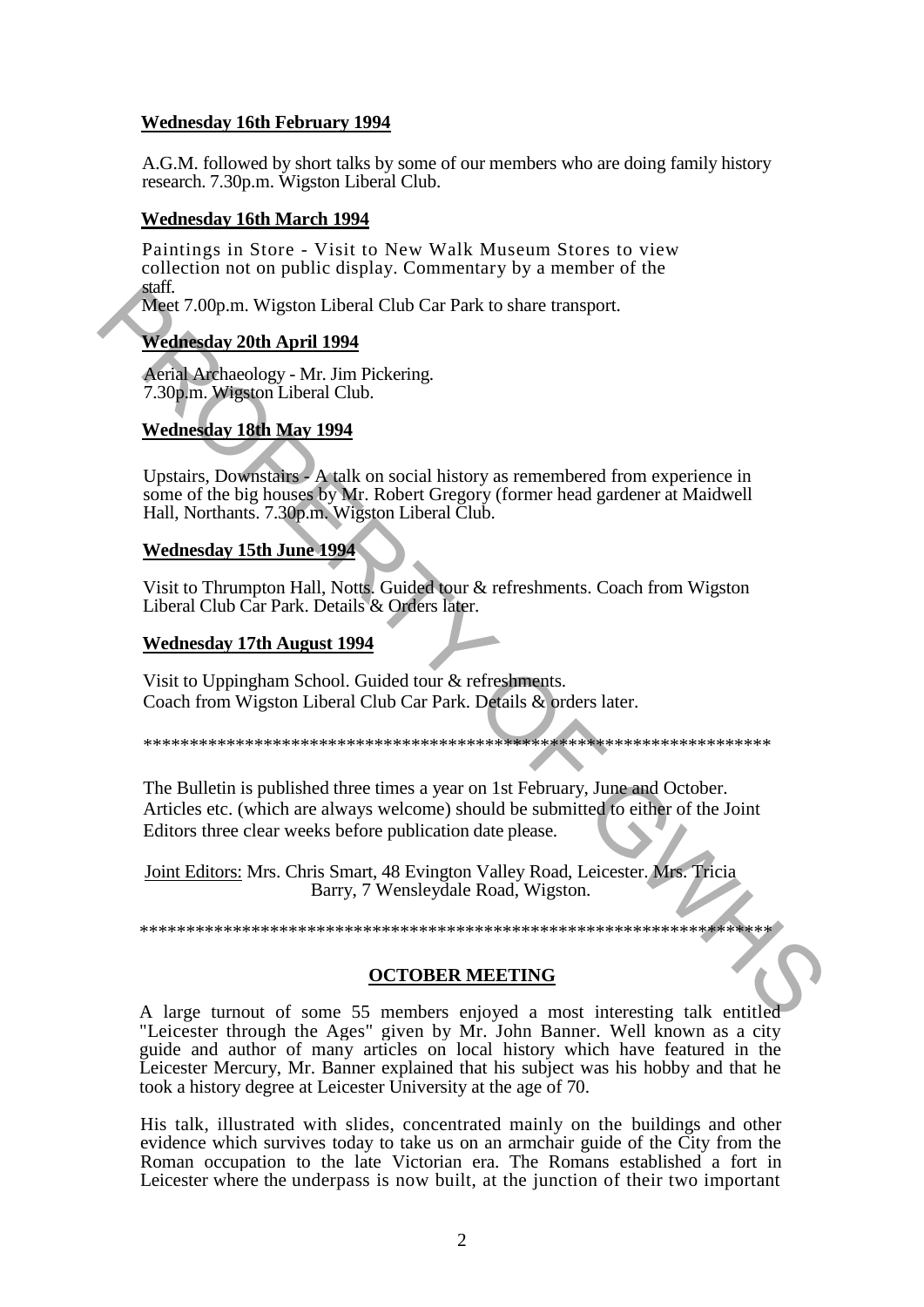**Wednesday 16th February 1994**

A.G.M. followed by short talks by some of our members who are doing family history research. 7.30p.m. Wigston Liberal Club.

**Wednesday 16th March 1994**

Paintings in Store - Visit to New Walk Museum Stores to view collection not on public display. Commentary by a member of the staff.
Meet 7.00p.m. Wigston Liberal Club Car Park to share transport.

**Wednesday 20th April 1994**

Aerial Archaeology - Mr. Jim Pickering.
7.30p.m. Wigston Liberal Club.

**Wednesday 18th May 1994**

Upstairs, Downstairs - A talk on social history as remembered from experience in some of the big houses by Mr. Robert Gregory (former head gardener at Maidwell Hall, Northants. 7.30p.m. Wigston Liberal Club.

**Wednesday 15th June 1994**

Visit to Thrumpton Hall, Notts. Guided tour & refreshments. Coach from Wigston Liberal Club Car Park. Details & Orders later.

**Wednesday 17th August 1994**

Visit to Uppingham School. Guided tour & refreshments.
Coach from Wigston Liberal Club Car Park. Details & orders later.

*************************************************************************

The Bulletin is published three times a year on 1st February, June and October. Articles etc. (which are always welcome) should be submitted to either of the Joint Editors three clear weeks before publication date please.

Joint Editors: Mrs. Chris Smart, 48 Evington Valley Road, Leicester. Mrs. Tricia Barry, 7 Wensleydale Road, Wigston.

*************************************************************************

## OCTOBER MEETING

A large turnout of some 55 members enjoyed a most interesting talk entitled "Leicester through the Ages" given by Mr. John Banner. Well known as a city guide and author of many articles on local history which have featured in the Leicester Mercury, Mr. Banner explained that his subject was his hobby and that he took a history degree at Leicester University at the age of 70.

His talk, illustrated with slides, concentrated mainly on the buildings and other evidence which survives today to take us on an armchair guide of the City from the Roman occupation to the late Victorian era. The Romans established a fort in Leicester where the underpass is now built, at the junction of their two important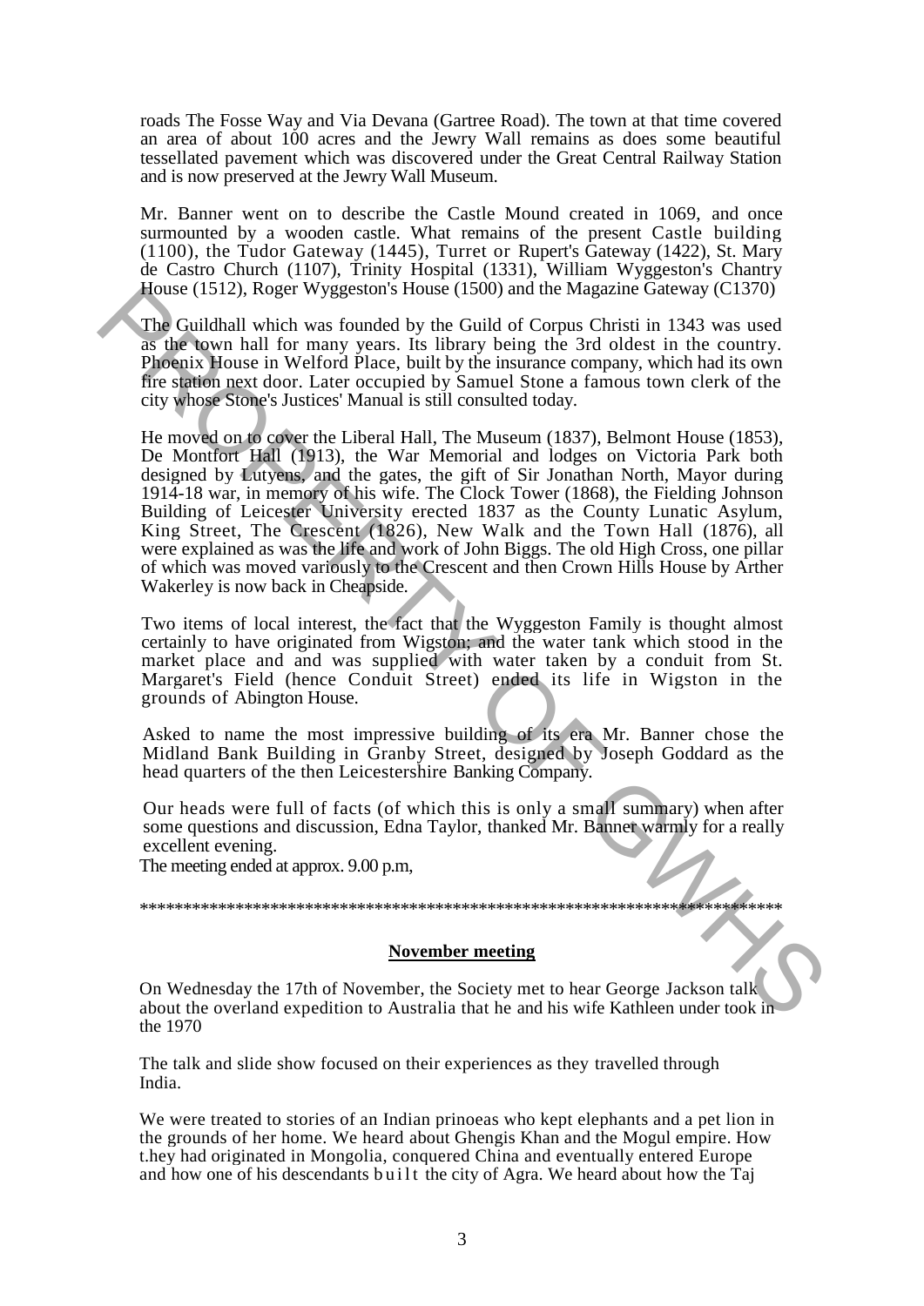roads The Fosse Way and Via Devana (Gartree Road). The town at that time covered an area of about 100 acres and the Jewry Wall remains as does some beautiful tessellated pavement which was discovered under the Great Central Railway Station and is now preserved at the Jewry Wall Museum.

Mr. Banner went on to describe the Castle Mound created in 1069, and once surmounted by a wooden castle. What remains of the present Castle building (1100), the Tudor Gateway (1445), Turret or Rupert's Gateway (1422), St. Mary de Castro Church (1107), Trinity Hospital (1331), William Wyggeston's Chantry House (1512), Roger Wyggeston's House (1500) and the Magazine Gateway (C1370)

The Guildhall which was founded by the Guild of Corpus Christi in 1343 was used as the town hall for many years. Its library being the 3rd oldest in the country. Phoenix House in Welford Place, built by the insurance company, which had its own fire station next door. Later occupied by Samuel Stone a famous town clerk of the city whose Stone's Justices' Manual is still consulted today.

He moved on to cover the Liberal Hall, The Museum (1837), Belmont House (1853), De Montfort Hall (1913), the War Memorial and lodges on Victoria Park both designed by Lutyens, and the gates, the gift of Sir Jonathan North, Mayor during 1914-18 war, in memory of his wife. The Clock Tower (1868), the Fielding Johnson Building of Leicester University erected 1837 as the County Lunatic Asylum, King Street, The Crescent (1826), New Walk and the Town Hall (1876), all were explained as was the life and work of John Biggs. The old High Cross, one pillar of which was moved variously to the Crescent and then Crown Hills House by Arther Wakerley is now back in Cheapside.

Two items of local interest, the fact that the Wyggeston Family is thought almost certainly to have originated from Wigston; and the water tank which stood in the market place and and was supplied with water taken by a conduit from St. Margaret's Field (hence Conduit Street) ended its life in Wigston in the grounds of Abington House.

Asked to name the most impressive building of its era Mr. Banner chose the Midland Bank Building in Granby Street, designed by Joseph Goddard as the head quarters of the then Leicestershire Banking Company.

Our heads were full of facts (of which this is only a small summary) when after some questions and discussion, Edna Taylor, thanked Mr. Banner warmly for a really excellent evening.

The meeting ended at approx. 9.00 p.m,

*****************************************************************************

## November meeting

On Wednesday the 17th of November, the Society met to hear George Jackson talk about the overland expedition to Australia that he and his wife Kathleen under took in the 1970

The talk and slide show focused on their experiences as they travelled through India.

We were treated to stories of an Indian prinoeas who kept elephants and a pet lion in the grounds of her home. We heard about Ghengis Khan and the Mogul empire. How t.hey had originated in Mongolia, conquered China and eventually entered Europe and how one of his descendants built the city of Agra. We heard about how the Taj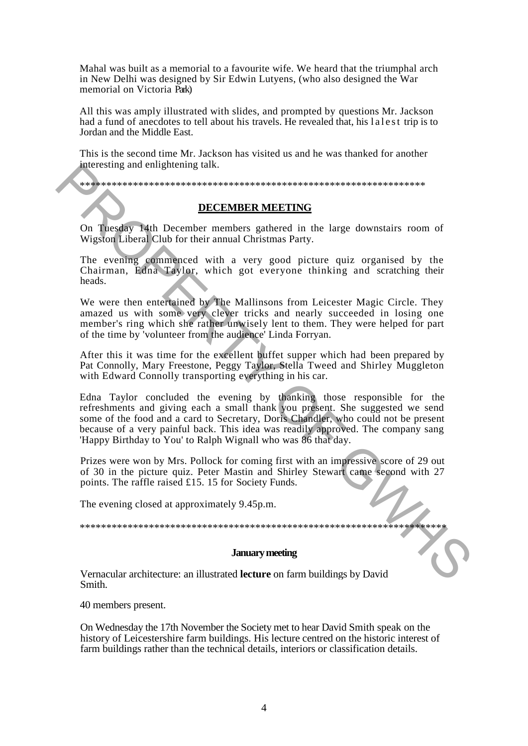Mahal was built as a memorial to a favourite wife. We heard that the triumphal arch in New Delhi was designed by Sir Edwin Lutyens, (who also designed the War memorial on Victoria Park)

All this was amply illustrated with slides, and prompted by questions Mr. Jackson had a fund of anecdotes to tell about his travels. He revealed that, his lalest trip is to Jordan and the Middle East.

This is the second time Mr. Jackson has visited us and he was thanked for another interesting and enlightening talk.

*******************************************************************

## DECEMBER MEETING

On Tuesday 14th December members gathered in the large downstairs room of Wigston Liberal Club for their annual Christmas Party.

The evening commenced with a very good picture quiz organised by the Chairman, Edna Taylor, which got everyone thinking and scratching their heads.

We were then entertained by The Mallinsons from Leicester Magic Circle. They amazed us with some very clever tricks and nearly succeeded in losing one member's ring which she rather unwisely lent to them. They were helped for part of the time by 'volunteer from the audience' Linda Forryan.

After this it was time for the excellent buffet supper which had been prepared by Pat Connolly, Mary Freestone, Peggy Taylor, Stella Tweed and Shirley Muggleton with Edward Connolly transporting everything in his car.

Edna Taylor concluded the evening by thanking those responsible for the refreshments and giving each a small thank you present. She suggested we send some of the food and a card to Secretary, Doris Chandler, who could not be present because of a very painful back. This idea was readily approved. The company sang 'Happy Birthday to You' to Ralph Wignall who was 86 that day.

Prizes were won by Mrs. Pollock for coming first with an impressive score of 29 out of 30 in the picture quiz. Peter Mastin and Shirley Stewart came second with 27 points. The raffle raised £15. 15 for Society Funds.

The evening closed at approximately 9.45p.m.

*************************************************************************

## January meeting

Vernacular architecture: an illustrated **lecture** on farm buildings by David Smith.

40 members present.

On Wednesday the 17th November the Society met to hear David Smith speak on the history of Leicestershire farm buildings. His lecture centred on the historic interest of farm buildings rather than the technical details, interiors or classification details.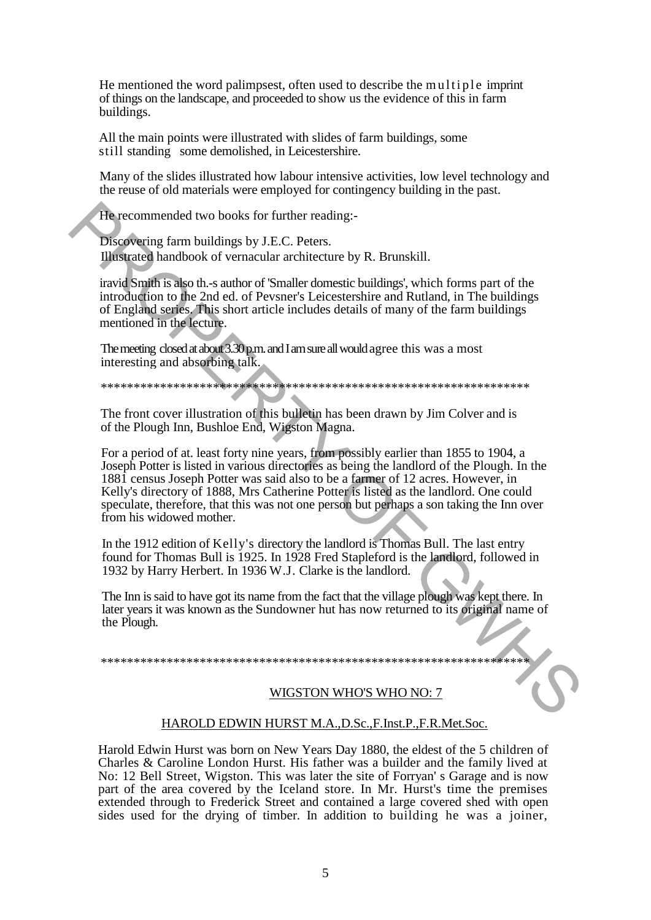He mentioned the word palimpsest, often used to describe the multiple imprint of things on the landscape, and proceeded to show us the evidence of this in farm buildings.

All the main points were illustrated with slides of farm buildings, some still standing some demolished, in Leicestershire.

Many of the slides illustrated how labour intensive activities, low level technology and the reuse of old materials were employed for contingency building in the past.

He recommended two books for further reading:-

Discovering farm buildings by J.E.C. Peters.
Illustrated handbook of vernacular architecture by R. Brunskill.

iravid Smith is also th.-s author of 'Smaller domestic buildings', which forms part of the introduction to the 2nd ed. of Pevsner's Leicestershire and Rutland, in The buildings of England series. This short article includes details of many of the farm buildings mentioned in the lecture.

The meeting closed at about 3.30 p.m. and I am sure all would agree this was a most interesting and absorbing talk.

*******************************************************************

The front cover illustration of this bulletin has been drawn by Jim Colver and is of the Plough Inn, Bushloe End, Wigston Magna.

For a period of at. least forty nine years, from possibly earlier than 1855 to 1904, a Joseph Potter is listed in various directories as being the landlord of the Plough. In the 1881 census Joseph Potter was said also to be a farmer of 12 acres. However, in Kelly's directory of 1888, Mrs Catherine Potter is listed as the landlord. One could speculate, therefore, that this was not one person but perhaps a son taking the Inn over from his widowed mother.

In the 1912 edition of Kelly's directory the landlord is Thomas Bull. The last entry found for Thomas Bull is 1925. In 1928 Fred Stapleford is the landlord, followed in 1932 by Harry Herbert. In 1936 W.J. Clarke is the landlord.

The Inn is said to have got its name from the fact that the village plough was kept there. In later years it was known as the Sundowner hut has now returned to its original name of the Plough.

*******************************************************************

## WIGSTON WHO'S WHO NO: 7

### HAROLD EDWIN HURST M.A.,D.Sc.,F.Inst.P.,F.R.Met.Soc.

Harold Edwin Hurst was born on New Years Day 1880, the eldest of the 5 children of Charles & Caroline London Hurst. His father was a builder and the family lived at No: 12 Bell Street, Wigston. This was later the site of Forryan' s Garage and is now part of the area covered by the Iceland store. In Mr. Hurst's time the premises extended through to Frederick Street and contained a large covered shed with open sides used for the drying of timber. In addition to building he was a joiner,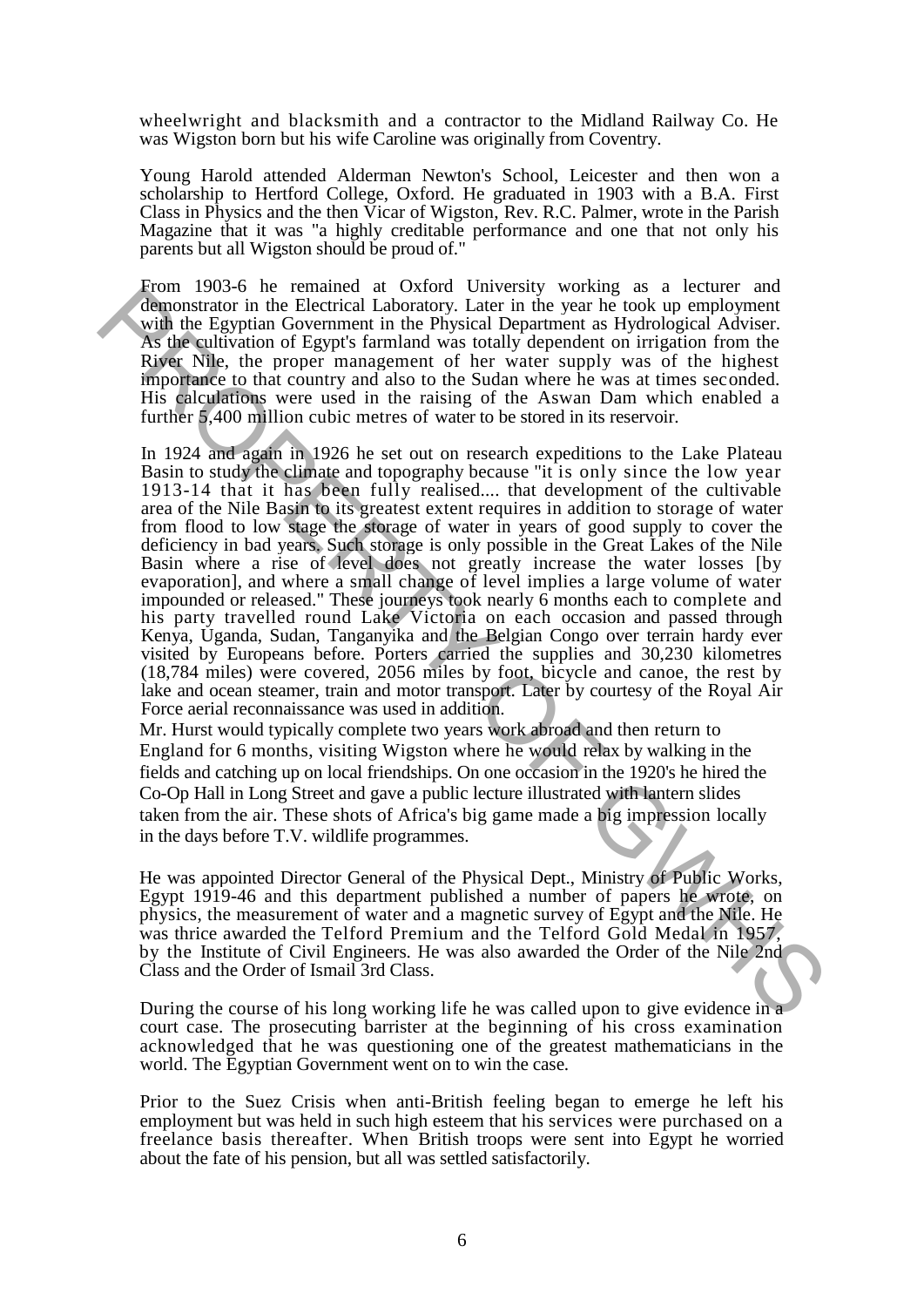wheelwright and blacksmith and a contractor to the Midland Railway Co. He was Wigston born but his wife Caroline was originally from Coventry.

Young Harold attended Alderman Newton's School, Leicester and then won a scholarship to Hertford College, Oxford. He graduated in 1903 with a B.A. First Class in Physics and the then Vicar of Wigston, Rev. R.C. Palmer, wrote in the Parish Magazine that it was "a highly creditable performance and one that not only his parents but all Wigston should be proud of."

From 1903-6 he remained at Oxford University working as a lecturer and demonstrator in the Electrical Laboratory. Later in the year he took up employment with the Egyptian Government in the Physical Department as Hydrological Adviser. As the cultivation of Egypt's farmland was totally dependent on irrigation from the River Nile, the proper management of her water supply was of the highest importance to that country and also to the Sudan where he was at times seconded. His calculations were used in the raising of the Aswan Dam which enabled a further 5,400 million cubic metres of water to be stored in its reservoir.

In 1924 and again in 1926 he set out on research expeditions to the Lake Plateau Basin to study the climate and topography because "it is only since the low year 1913-14 that it has been fully realised.... that development of the cultivable area of the Nile Basin to its greatest extent requires in addition to storage of water from flood to low stage the storage of water in years of good supply to cover the deficiency in bad years. Such storage is only possible in the Great Lakes of the Nile Basin where a rise of level does not greatly increase the water losses [by evaporation], and where a small change of level implies a large volume of water impounded or released." These journeys took nearly 6 months each to complete and his party travelled round Lake Victoria on each occasion and passed through Kenya, Uganda, Sudan, Tanganyika and the Belgian Congo over terrain hardy ever visited by Europeans before. Porters carried the supplies and 30,230 kilometres (18,784 miles) were covered, 2056 miles by foot, bicycle and canoe, the rest by lake and ocean steamer, train and motor transport. Later by courtesy of the Royal Air Force aerial reconnaissance was used in addition.

Mr. Hurst would typically complete two years work abroad and then return to England for 6 months, visiting Wigston where he would relax by walking in the fields and catching up on local friendships. On one occasion in the 1920's he hired the Co-Op Hall in Long Street and gave a public lecture illustrated with lantern slides taken from the air. These shots of Africa's big game made a big impression locally in the days before T.V. wildlife programmes.

He was appointed Director General of the Physical Dept., Ministry of Public Works, Egypt 1919-46 and this department published a number of papers he wrote, on physics, the measurement of water and a magnetic survey of Egypt and the Nile. He was thrice awarded the Telford Premium and the Telford Gold Medal in 1957, by the Institute of Civil Engineers. He was also awarded the Order of the Nile 2nd Class and the Order of Ismail 3rd Class.

During the course of his long working life he was called upon to give evidence in a court case. The prosecuting barrister at the beginning of his cross examination acknowledged that he was questioning one of the greatest mathematicians in the world. The Egyptian Government went on to win the case.

Prior to the Suez Crisis when anti-British feeling began to emerge he left his employment but was held in such high esteem that his services were purchased on a freelance basis thereafter. When British troops were sent into Egypt he worried about the fate of his pension, but all was settled satisfactorily.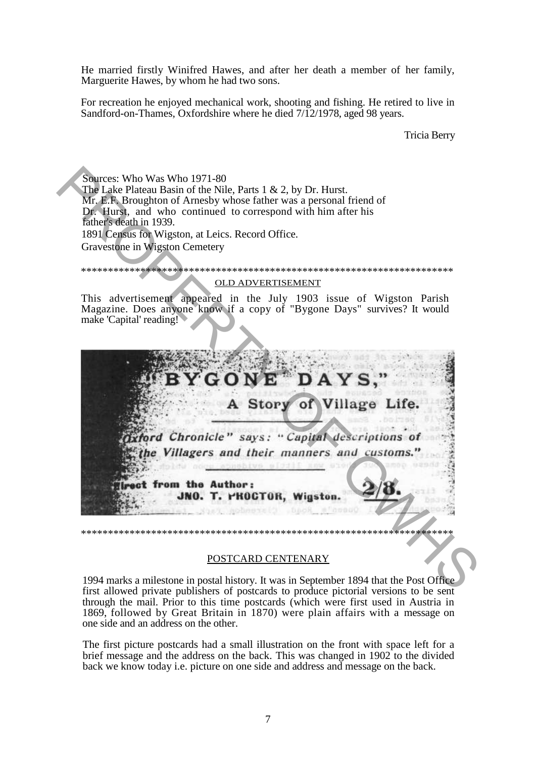He married firstly Winifred Hawes, and after her death a member of her family, Marguerite Hawes, by whom he had two sons.

For recreation he enjoyed mechanical work, shooting and fishing. He retired to live in Sandford-on-Thames, Oxfordshire where he died 7/12/1978, aged 98 years.

Tricia Berry

Sources: Who Was Who 1971-80
The Lake Plateau Basin of the Nile, Parts 1 & 2, by Dr. Hurst.
Mr. E.F. Broughton of Arnesby whose father was a personal friend of Dr. Hurst, and who continued to correspond with him after his father's death in 1939.
1891 Census for Wigston, at Leics. Record Office.
Gravestone in Wigston Cemetery

*********************************************************************

## OLD ADVERTISEMENT

This advertisement appeared in the July 1903 issue of Wigston Parish Magazine. Does anyone know if a copy of "Bygone Days" survives? It would make 'Capital' reading!

"BYGONE DAYS,"

A Story of Village Life.

*"Oxford Chronicle" says: "Capital descriptions of the Villagers and their manners and customs."*

Direct from the Author:
JNO. T. PROCTOR, Wigston. 2/8.

*********************************************************************

## POSTCARD CENTENARY

1994 marks a milestone in postal history. It was in September 1894 that the Post Office first allowed private publishers of postcards to produce pictorial versions to be sent through the mail. Prior to this time postcards (which were first used in Austria in 1869, followed by Great Britain in 1870) were plain affairs with a message on one side and an address on the other.

The first picture postcards had a small illustration on the front with space left for a brief message and the address on the back. This was changed in 1902 to the divided back we know today i.e. picture on one side and address and message on the back.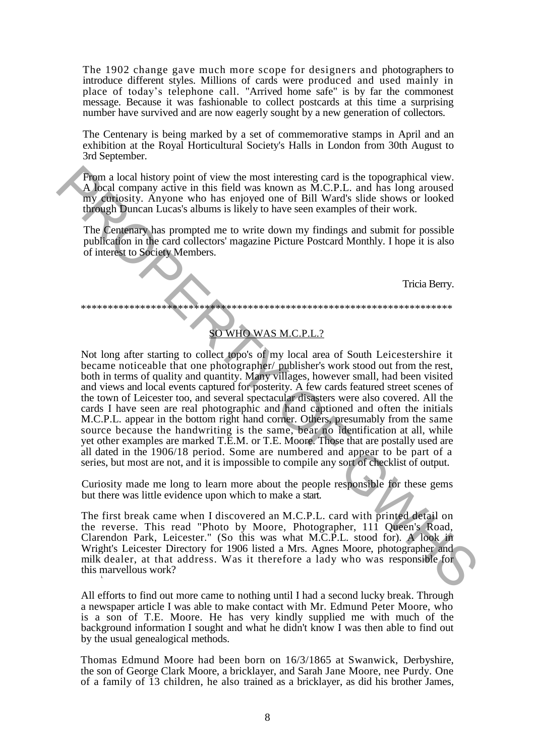The 1902 change gave much more scope for designers and photographers to introduce different styles. Millions of cards were produced and used mainly in place of today's telephone call. "Arrived home safe" is by far the commonest message. Because it was fashionable to collect postcards at this time a surprising number have survived and are now eagerly sought by a new generation of collectors.

The Centenary is being marked by a set of commemorative stamps in April and an exhibition at the Royal Horticultural Society's Halls in London from 30th August to 3rd September.

From a local history point of view the most interesting card is the topographical view. A local company active in this field was known as M.C.P.L. and has long aroused my curiosity. Anyone who has enjoyed one of Bill Ward's slide shows or looked through Duncan Lucas's albums is likely to have seen examples of their work.

The Centenary has prompted me to write down my findings and submit for possible publication in the card collectors' magazine Picture Postcard Monthly. I hope it is also of interest to Society Members.

Tricia Berry.

---

## SO WHO WAS M.C.P.L.?

Not long after starting to collect topo's of my local area of South Leicestershire it became noticeable that one photographer/ publisher's work stood out from the rest, both in terms of quality and quantity. Many villages, however small, had been visited and views and local events captured for posterity. A few cards featured street scenes of the town of Leicester too, and several spectacular disasters were also covered. All the cards I have seen are real photographic and hand captioned and often the initials M.C.P.L. appear in the bottom right hand corner. Others, presumably from the same source because the handwriting is the same, bear no identification at all, while yet other examples are marked T.E.M. or T.E. Moore. Those that are postally used are all dated in the 1906/18 period. Some are numbered and appear to be part of a series, but most are not, and it is impossible to compile any sort of checklist of output.

Curiosity made me long to learn more about the people responsible for these gems but there was little evidence upon which to make a start.

The first break came when I discovered an M.C.P.L. card with printed detail on the reverse. This read "Photo by Moore, Photographer, 111 Queen's Road, Clarendon Park, Leicester." (So this was what M.C.P.L. stood for). A look in Wright's Leicester Directory for 1906 listed a Mrs. Agnes Moore, photographer and milk dealer, at that address. Was it therefore a lady who was responsible for this marvellous work?

All efforts to find out more came to nothing until I had a second lucky break. Through a newspaper article I was able to make contact with Mr. Edmund Peter Moore, who is a son of T.E. Moore. He has very kindly supplied me with much of the background information I sought and what he didn't know I was then able to find out by the usual genealogical methods.

Thomas Edmund Moore had been born on 16/3/1865 at Swanwick, Derbyshire, the son of George Clark Moore, a bricklayer, and Sarah Jane Moore, nee Purdy. One of a family of 13 children, he also trained as a bricklayer, as did his brother James,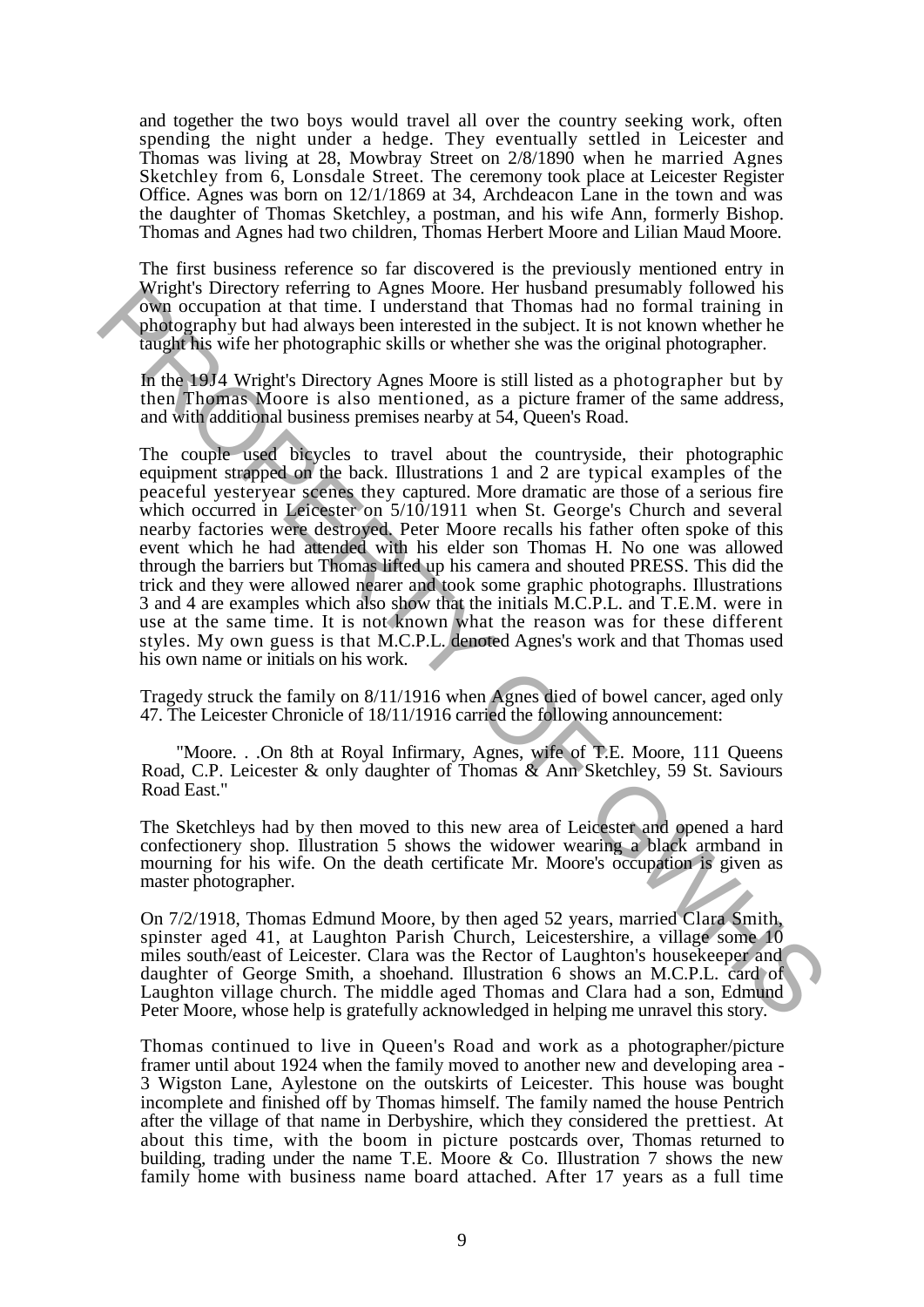and together the two boys would travel all over the country seeking work, often spending the night under a hedge. They eventually settled in Leicester and Thomas was living at 28, Mowbray Street on 2/8/1890 when he married Agnes Sketchley from 6, Lonsdale Street. The ceremony took place at Leicester Register Office. Agnes was born on 12/1/1869 at 34, Archdeacon Lane in the town and was the daughter of Thomas Sketchley, a postman, and his wife Ann, formerly Bishop. Thomas and Agnes had two children, Thomas Herbert Moore and Lilian Maud Moore.

The first business reference so far discovered is the previously mentioned entry in Wright's Directory referring to Agnes Moore. Her husband presumably followed his own occupation at that time. I understand that Thomas had no formal training in photography but had always been interested in the subject. It is not known whether he taught his wife her photographic skills or whether she was the original photographer.

In the 19J4 Wright's Directory Agnes Moore is still listed as a photographer but by then Thomas Moore is also mentioned, as a picture framer of the same address, and with additional business premises nearby at 54, Queen's Road.

The couple used bicycles to travel about the countryside, their photographic equipment strapped on the back. Illustrations 1 and 2 are typical examples of the peaceful yesteryear scenes they captured. More dramatic are those of a serious fire which occurred in Leicester on 5/10/1911 when St. George's Church and several nearby factories were destroyed. Peter Moore recalls his father often spoke of this event which he had attended with his elder son Thomas H. No one was allowed through the barriers but Thomas lifted up his camera and shouted PRESS. This did the trick and they were allowed nearer and took some graphic photographs. Illustrations 3 and 4 are examples which also show that the initials M.C.P.L. and T.E.M. were in use at the same time. It is not known what the reason was for these different styles. My own guess is that M.C.P.L. denoted Agnes's work and that Thomas used his own name or initials on his work.

Tragedy struck the family on 8/11/1916 when Agnes died of bowel cancer, aged only 47. The Leicester Chronicle of 18/11/1916 carried the following announcement:

> "Moore. . .On 8th at Royal Infirmary, Agnes, wife of T.E. Moore, 111 Queens Road, C.P. Leicester & only daughter of Thomas & Ann Sketchley, 59 St. Saviours Road East."

The Sketchleys had by then moved to this new area of Leicester and opened a hard confectionery shop. Illustration 5 shows the widower wearing a black armband in mourning for his wife. On the death certificate Mr. Moore's occupation is given as master photographer.

On 7/2/1918, Thomas Edmund Moore, by then aged 52 years, married Clara Smith, spinster aged 41, at Laughton Parish Church, Leicestershire, a village some 10 miles south/east of Leicester. Clara was the Rector of Laughton's housekeeper and daughter of George Smith, a shoehand. Illustration 6 shows an M.C.P.L. card of Laughton village church. The middle aged Thomas and Clara had a son, Edmund Peter Moore, whose help is gratefully acknowledged in helping me unravel this story.

Thomas continued to live in Queen's Road and work as a photographer/picture framer until about 1924 when the family moved to another new and developing area - 3 Wigston Lane, Aylestone on the outskirts of Leicester. This house was bought incomplete and finished off by Thomas himself. The family named the house Pentrich after the village of that name in Derbyshire, which they considered the prettiest. At about this time, with the boom in picture postcards over, Thomas returned to building, trading under the name T.E. Moore & Co. Illustration 7 shows the new family home with business name board attached. After 17 years as a full time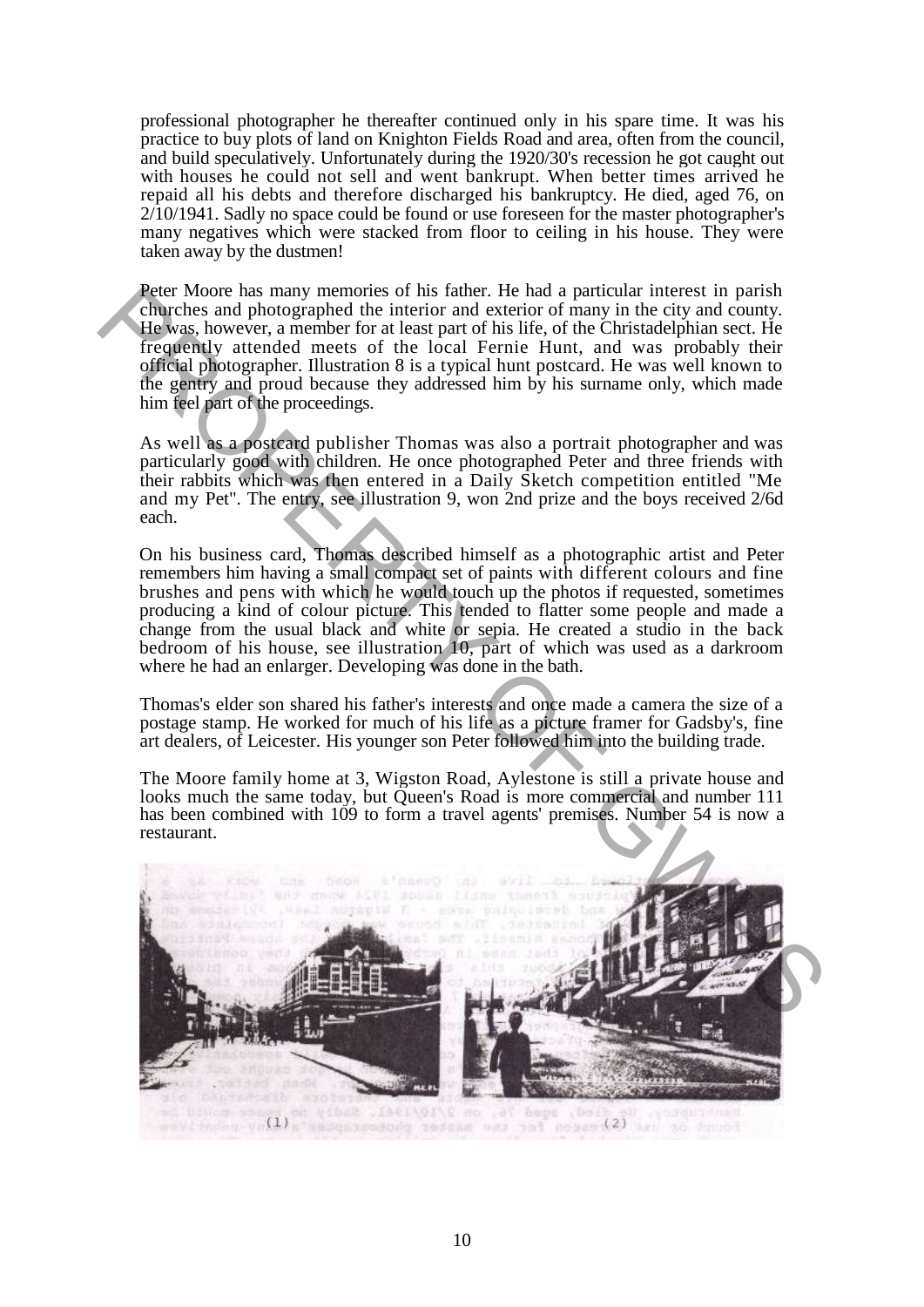professional photographer he thereafter continued only in his spare time. It was his practice to buy plots of land on Knighton Fields Road and area, often from the council, and build speculatively. Unfortunately during the 1920/30's recession he got caught out with houses he could not sell and went bankrupt. When better times arrived he repaid all his debts and therefore discharged his bankruptcy. He died, aged 76, on 2/10/1941. Sadly no space could be found or use foreseen for the master photographer's many negatives which were stacked from floor to ceiling in his house. They were taken away by the dustmen!

Peter Moore has many memories of his father. He had a particular interest in parish churches and photographed the interior and exterior of many in the city and county. He was, however, a member for at least part of his life, of the Christadelphian sect. He frequently attended meets of the local Fernie Hunt, and was probably their official photographer. Illustration 8 is a typical hunt postcard. He was well known to the gentry and proud because they addressed him by his surname only, which made him feel part of the proceedings.

As well as a postcard publisher Thomas was also a portrait photographer and was particularly good with children. He once photographed Peter and three friends with their rabbits which was then entered in a Daily Sketch competition entitled "Me and my Pet". The entry, see illustration 9, won 2nd prize and the boys received 2/6d each.

On his business card, Thomas described himself as a photographic artist and Peter remembers him having a small compact set of paints with different colours and fine brushes and pens with which he would touch up the photos if requested, sometimes producing a kind of colour picture. This tended to flatter some people and made a change from the usual black and white or sepia. He created a studio in the back bedroom of his house, see illustration 10, part of which was used as a darkroom where he had an enlarger. Developing was done in the bath.

Thomas's elder son shared his father's interests and once made a camera the size of a postage stamp. He worked for much of his life as a picture framer for Gadsby's, fine art dealers, of Leicester. His younger son Peter followed him into the building trade.

The Moore family home at 3, Wigston Road, Aylestone is still a private house and looks much the same today, but Queen's Road is more commercial and number 111 has been combined with 109 to form a travel agents' premises. Number 54 is now a restaurant.

(1) (2)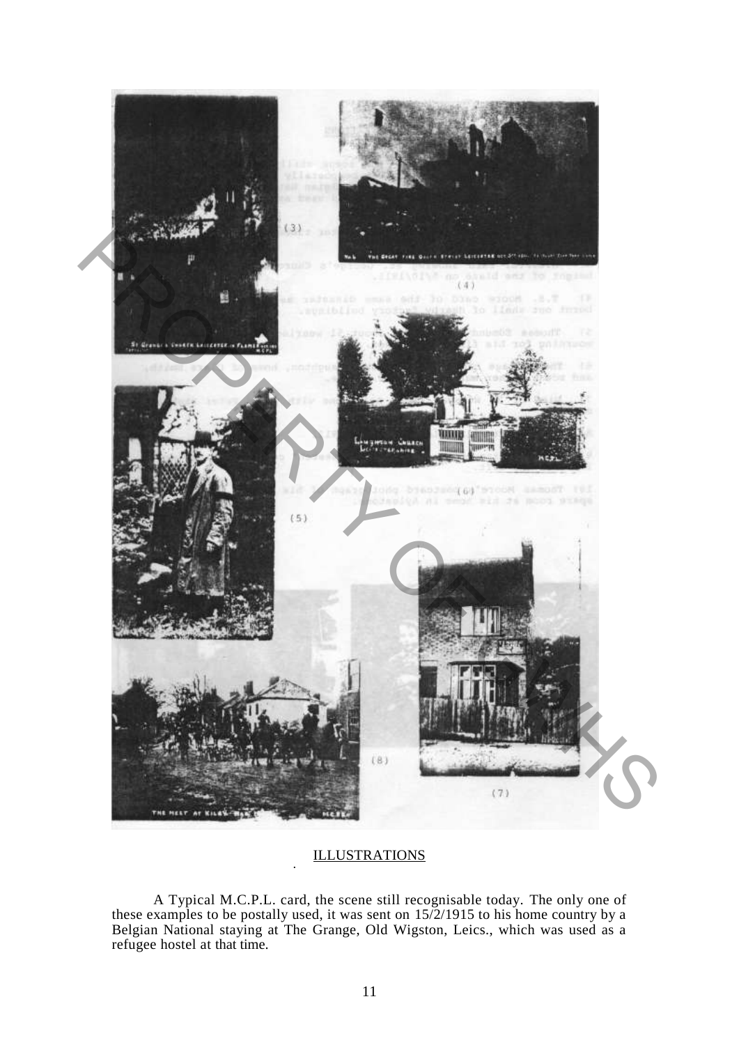ILLUSTRATIONS

A Typical M.C.P.L. card, the scene still recognisable today. The only one of these examples to be postally used, it was sent on 15/2/1915 to his home country by a Belgian National staying at The Grange, Old Wigston, Leics., which was used as a refugee hostel at that time.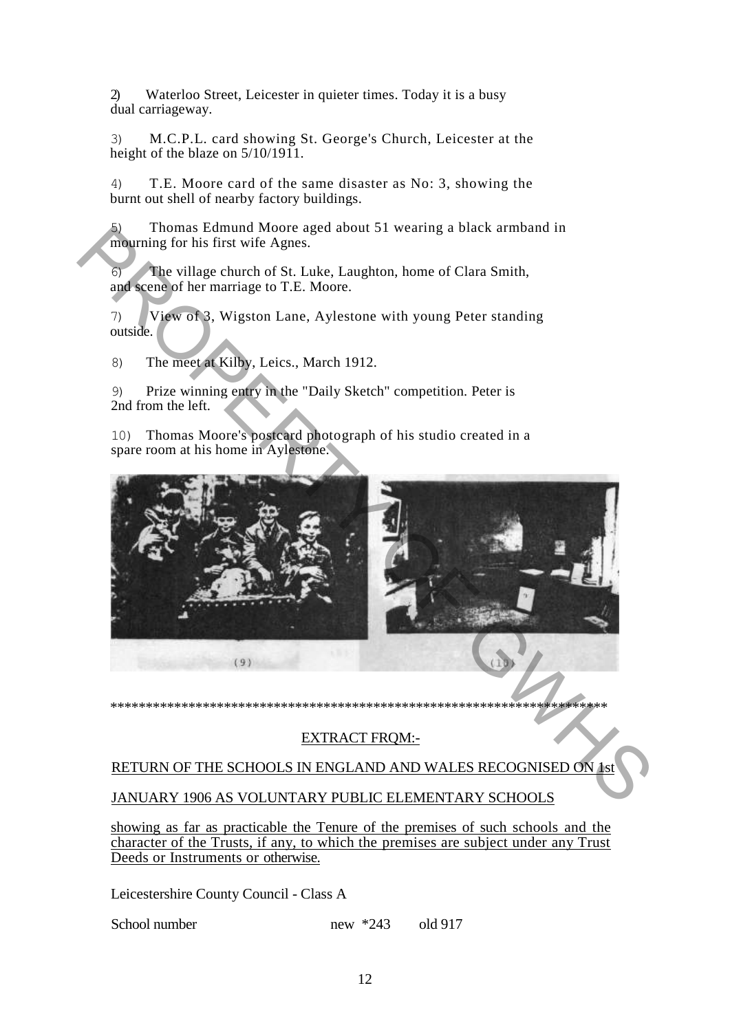2) Waterloo Street, Leicester in quieter times. Today it is a busy dual carriageway.

3) M.C.P.L. card showing St. George's Church, Leicester at the height of the blaze on 5/10/1911.

4) T.E. Moore card of the same disaster as No: 3, showing the burnt out shell of nearby factory buildings.

5) Thomas Edmund Moore aged about 51 wearing a black armband in mourning for his first wife Agnes.

6) The village church of St. Luke, Laughton, home of Clara Smith, and scene of her marriage to T.E. Moore.

7) View of 3, Wigston Lane, Aylestone with young Peter standing outside.

8) The meet at Kilby, Leics., March 1912.

9) Prize winning entry in the "Daily Sketch" competition. Peter is 2nd from the left.

10) Thomas Moore's postcard photograph of his studio created in a spare room at his home in Aylestone.

(9) (10)

\*\*\*\*\*\*\*\*\*\*\*\*\*\*\*\*\*\*\*\*\*\*\*\*\*\*\*\*\*\*\*\*\*\*\*\*\*\*\*\*\*\*\*\*\*\*\*\*\*\*\*\*\*\*\*\*\*\*\*\*\*\*\*\*\*\*\*\*\*\*

EXTRACT FRQM:-

RETURN OF THE SCHOOLS IN ENGLAND AND WALES RECOGNISED ON 1st JANUARY 1906 AS VOLUNTARY PUBLIC ELEMENTARY SCHOOLS

showing as far as practicable the Tenure of the premises of such schools and the character of the Trusts, if any, to which the premises are subject under any Trust Deeds or Instruments or otherwise.

Leicestershire County Council - Class A

School number new *243 old 917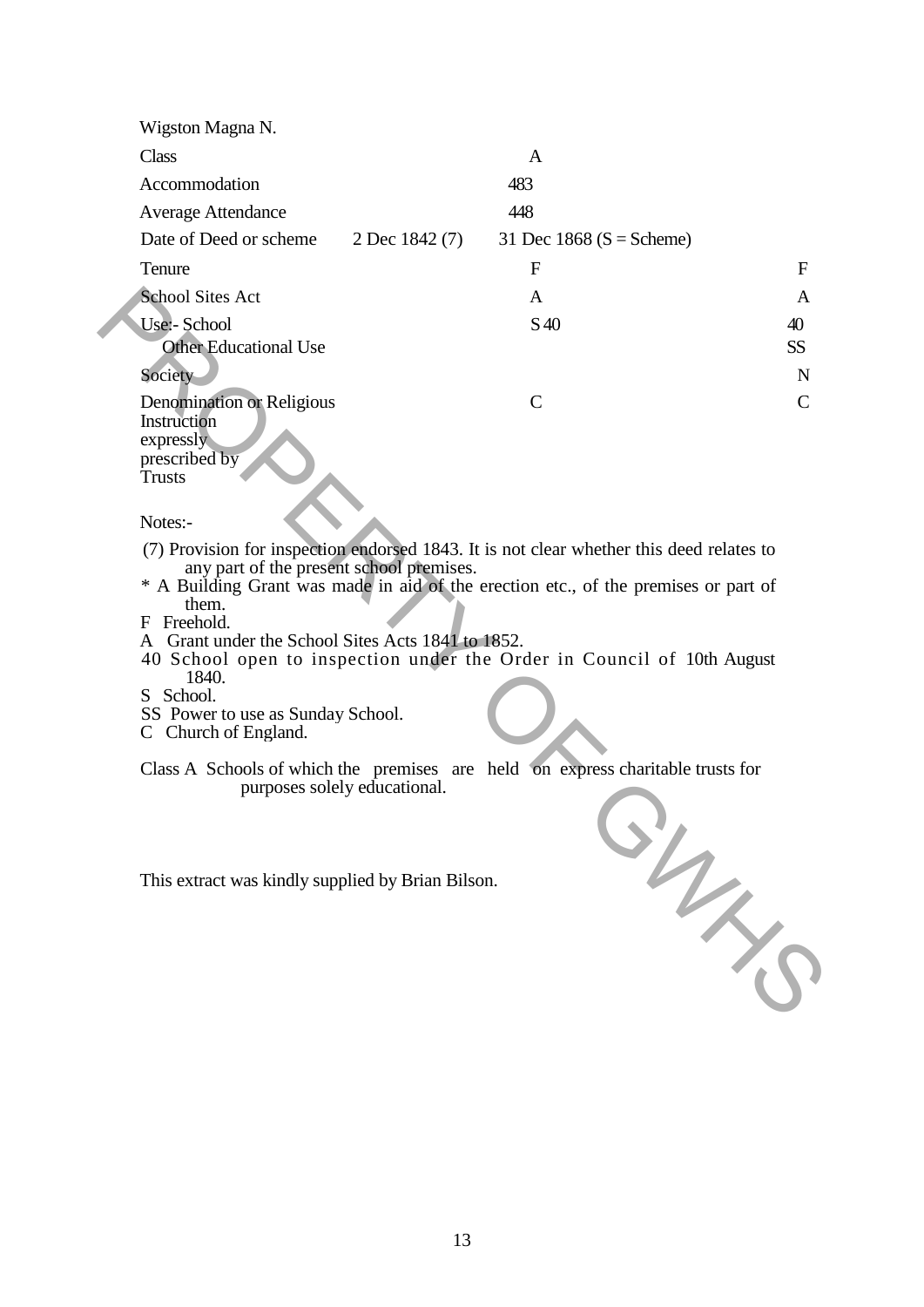Wigston Magna N.

| | | | |
|---|---|---|---|
| Class | | A | |
| Accommodation | | 483 | |
| Average Attendance | | 448 | |
| Date of Deed or scheme | 2 Dec 1842 (7) | 31 Dec 1868 (S = Scheme) | |
| Tenure | | F | F |
| School Sites Act | | A | A |
| Use:- School | | S 40 | 40 |
| Other Educational Use | | | SS |
| Society | | | N |
| Denomination or Religious Instruction expressly prescribed by Trusts | | C | C |

Notes:-

(7) Provision for inspection endorsed 1843. It is not clear whether this deed relates to any part of the present school premises.

* A Building Grant was made in aid of the erection etc., of the premises or part of them.

F Freehold.

A Grant under the School Sites Acts 1841 to 1852.

40 School open to inspection under the Order in Council of 10th August 1840.

S School.

SS Power to use as Sunday School.

C Church of England.

Class A Schools of which the premises are held on express charitable trusts for purposes solely educational.

This extract was kindly supplied by Brian Bilson.